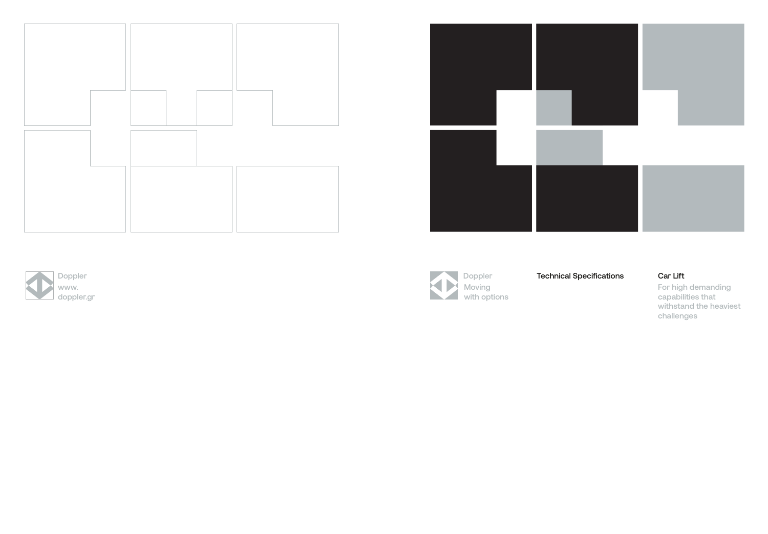Doppler
www.
doppler.gr

Doppler
Moving
with options

**Technical Specifications**

**Car Lift**

For high demanding capabilities that withstand the heaviest challenges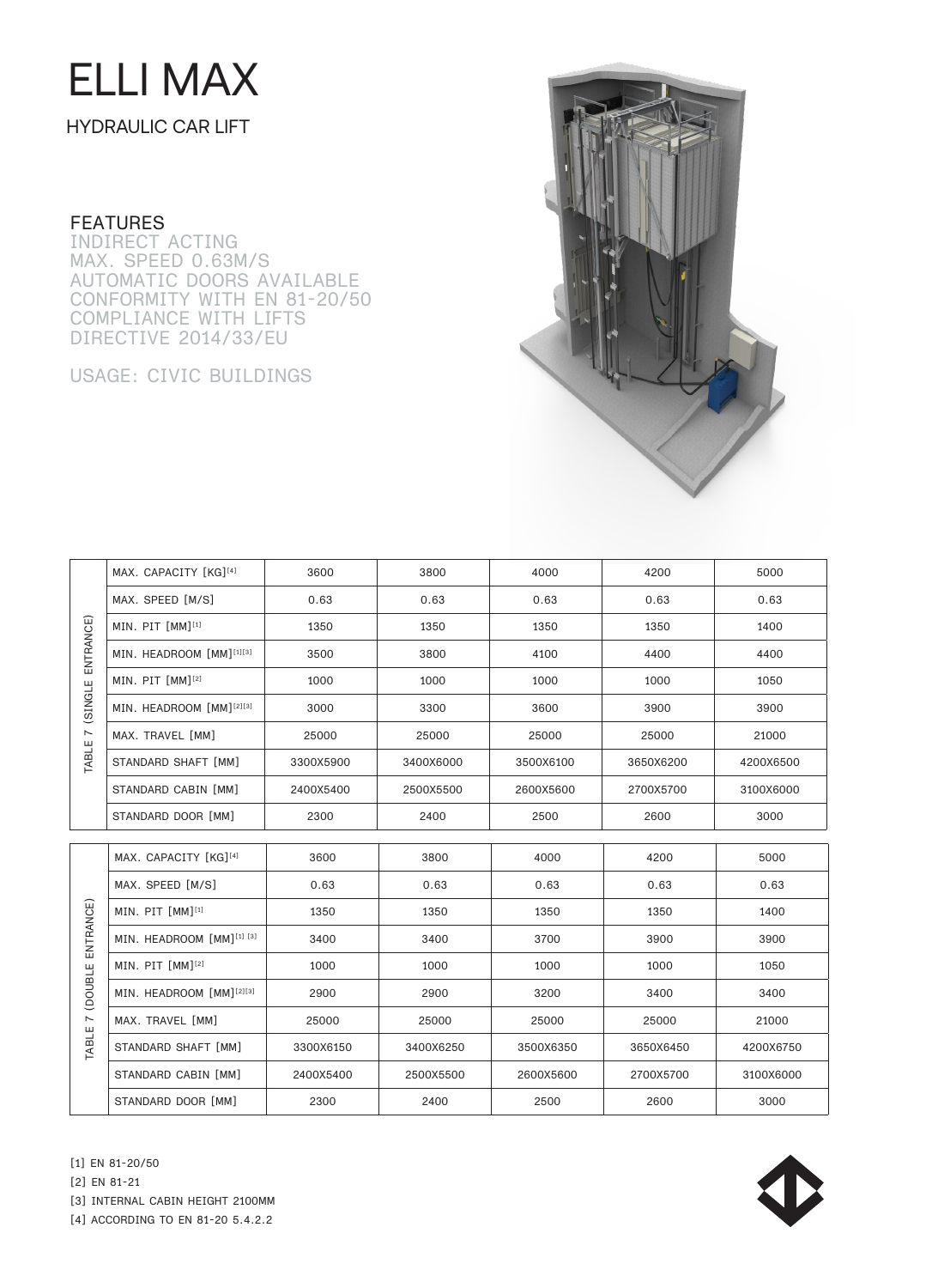# ELLI MAX

## HYDRAULIC CAR LIFT

### FEATURES

INDIRECT ACTING
MAX. SPEED 0.63M/S
AUTOMATIC DOORS AVAILABLE
CONFORMITY WITH EN 81-20/50
COMPLIANCE WITH LIFTS DIRECTIVE 2014/33/EU

USAGE: CIVIC BUILDINGS

**TABLE 7 (SINGLE ENTRANCE)**

| | | | | | |
|---|---|---|---|---|---|
| MAX. CAPACITY [KG][4] | 3600 | 3800 | 4000 | 4200 | 5000 |
| MAX. SPEED [M/S] | 0.63 | 0.63 | 0.63 | 0.63 | 0.63 |
| MIN. PIT [MM][1] | 1350 | 1350 | 1350 | 1350 | 1400 |
| MIN. HEADROOM [MM][1][3] | 3500 | 3800 | 4100 | 4400 | 4400 |
| MIN. PIT [MM][2] | 1000 | 1000 | 1000 | 1000 | 1050 |
| MIN. HEADROOM [MM][2][3] | 3000 | 3300 | 3600 | 3900 | 3900 |
| MAX. TRAVEL [MM] | 25000 | 25000 | 25000 | 25000 | 21000 |
| STANDARD SHAFT [MM] | 3300X5900 | 3400X6000 | 3500X6100 | 3650X6200 | 4200X6500 |
| STANDARD CABIN [MM] | 2400X5400 | 2500X5500 | 2600X5600 | 2700X5700 | 3100X6000 |
| STANDARD DOOR [MM] | 2300 | 2400 | 2500 | 2600 | 3000 |

**TABLE 7 (DOUBLE ENTRANCE)**

| | | | | | |
|---|---|---|---|---|---|
| MAX. CAPACITY [KG][4] | 3600 | 3800 | 4000 | 4200 | 5000 |
| MAX. SPEED [M/S] | 0.63 | 0.63 | 0.63 | 0.63 | 0.63 |
| MIN. PIT [MM][1] | 1350 | 1350 | 1350 | 1350 | 1400 |
| MIN. HEADROOM [MM][1] [3] | 3400 | 3400 | 3700 | 3900 | 3900 |
| MIN. PIT [MM][2] | 1000 | 1000 | 1000 | 1000 | 1050 |
| MIN. HEADROOM [MM][2][3] | 2900 | 2900 | 3200 | 3400 | 3400 |
| MAX. TRAVEL [MM] | 25000 | 25000 | 25000 | 25000 | 21000 |
| STANDARD SHAFT [MM] | 3300X6150 | 3400X6250 | 3500X6350 | 3650X6450 | 4200X6750 |
| STANDARD CABIN [MM] | 2400X5400 | 2500X5500 | 2600X5600 | 2700X5700 | 3100X6000 |
| STANDARD DOOR [MM] | 2300 | 2400 | 2500 | 2600 | 3000 |

[1] EN 81-20/50
[2] EN 81-21
[3] INTERNAL CABIN HEIGHT 2100MM
[4] ACCORDING TO EN 81-20 5.4.2.2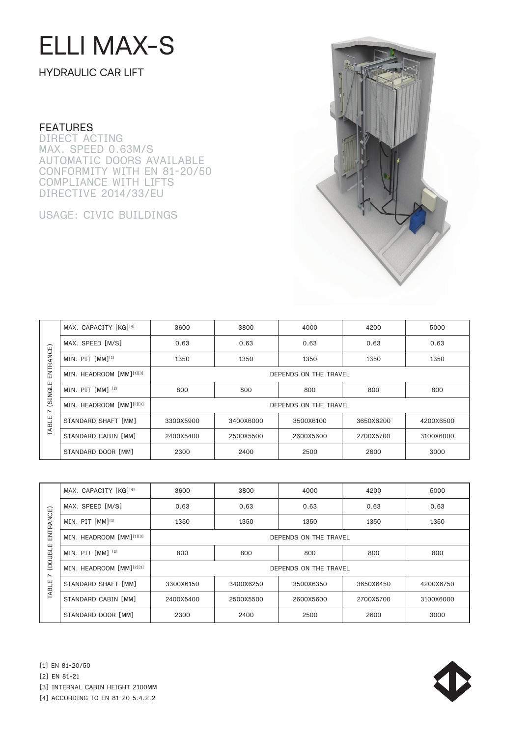# ELLI MAX-S

## HYDRAULIC CAR LIFT

### FEATURES

DIRECT ACTING
MAX. SPEED 0.63M/S
AUTOMATIC DOORS AVAILABLE
CONFORMITY WITH EN 81-20/50
COMPLIANCE WITH LIFTS DIRECTIVE 2014/33/EU

USAGE: CIVIC BUILDINGS

| TABLE 7 (SINGLE ENTRANCE) | | | | | |
|---|---|---|---|---|---|
| MAX. CAPACITY [KG][4] | 3600 | 3800 | 4000 | 4200 | 5000 |
| MAX. SPEED [M/S] | 0.63 | 0.63 | 0.63 | 0.63 | 0.63 |
| MIN. PIT [MM][1] | 1350 | 1350 | 1350 | 1350 | 1350 |
| MIN. HEADROOM [MM][1][3] | DEPENDS ON THE TRAVEL | | | | |
| MIN. PIT [MM] [2] | 800 | 800 | 800 | 800 | 800 |
| MIN. HEADROOM [MM][2][3] | DEPENDS ON THE TRAVEL | | | | |
| STANDARD SHAFT [MM] | 3300X5900 | 3400X6000 | 3500X6100 | 3650X6200 | 4200X6500 |
| STANDARD CABIN [MM] | 2400X5400 | 2500X5500 | 2600X5600 | 2700X5700 | 3100X6000 |
| STANDARD DOOR [MM] | 2300 | 2400 | 2500 | 2600 | 3000 |

| TABLE 7 (DOUBLE ENTRANCE) | | | | | |
|---|---|---|---|---|---|
| MAX. CAPACITY [KG][4] | 3600 | 3800 | 4000 | 4200 | 5000 |
| MAX. SPEED [M/S] | 0.63 | 0.63 | 0.63 | 0.63 | 0.63 |
| MIN. PIT [MM][1] | 1350 | 1350 | 1350 | 1350 | 1350 |
| MIN. HEADROOM [MM][1][3] | DEPENDS ON THE TRAVEL | | | | |
| MIN. PIT [MM] [2] | 800 | 800 | 800 | 800 | 800 |
| MIN. HEADROOM [MM][2][3] | DEPENDS ON THE TRAVEL | | | | |
| STANDARD SHAFT [MM] | 3300X6150 | 3400X6250 | 3500X6350 | 3650X6450 | 4200X6750 |
| STANDARD CABIN [MM] | 2400X5400 | 2500X5500 | 2600X5600 | 2700X5700 | 3100X6000 |
| STANDARD DOOR [MM] | 2300 | 2400 | 2500 | 2600 | 3000 |

[1] EN 81-20/50
[2] EN 81-21
[3] INTERNAL CABIN HEIGHT 2100MM
[4] ACCORDING TO EN 81-20 5.4.2.2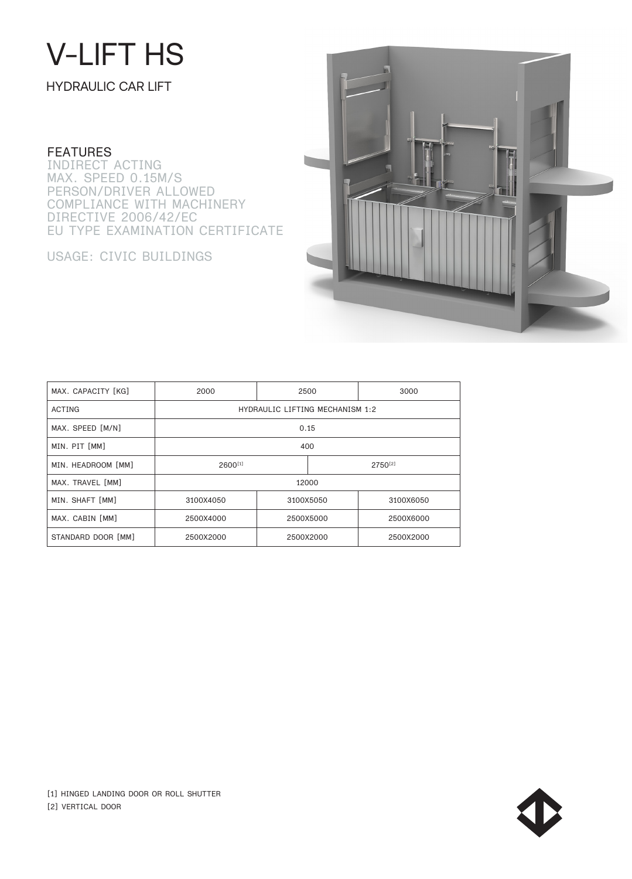# V-LIFT HS

HYDRAULIC CAR LIFT

## FEATURES

INDIRECT ACTING
MAX. SPEED 0.15M/S
PERSON/DRIVER ALLOWED
COMPLIANCE WITH MACHINERY DIRECTIVE 2006/42/EC
EU TYPE EXAMINATION CERTIFICATE

USAGE: CIVIC BUILDINGS

| MAX. CAPACITY [KG] | 2000 | 2500 | 3000 |
|---|---|---|---|
| ACTING | HYDRAULIC LIFTING MECHANISM 1:2 | | |
| MAX. SPEED [M/N] | 0.15 | | |
| MIN. PIT [MM] | 400 | | |
| MIN. HEADROOM [MM] | 2600[1] | | 2750[2] |
| MAX. TRAVEL [MM] | 12000 | | |
| MIN. SHAFT [MM] | 3100X4050 | 3100X5050 | 3100X6050 |
| MAX. CABIN [MM] | 2500X4000 | 2500X5000 | 2500X6000 |
| STANDARD DOOR [MM] | 2500X2000 | 2500X2000 | 2500X2000 |

[1] HINGED LANDING DOOR OR ROLL SHUTTER
[2] VERTICAL DOOR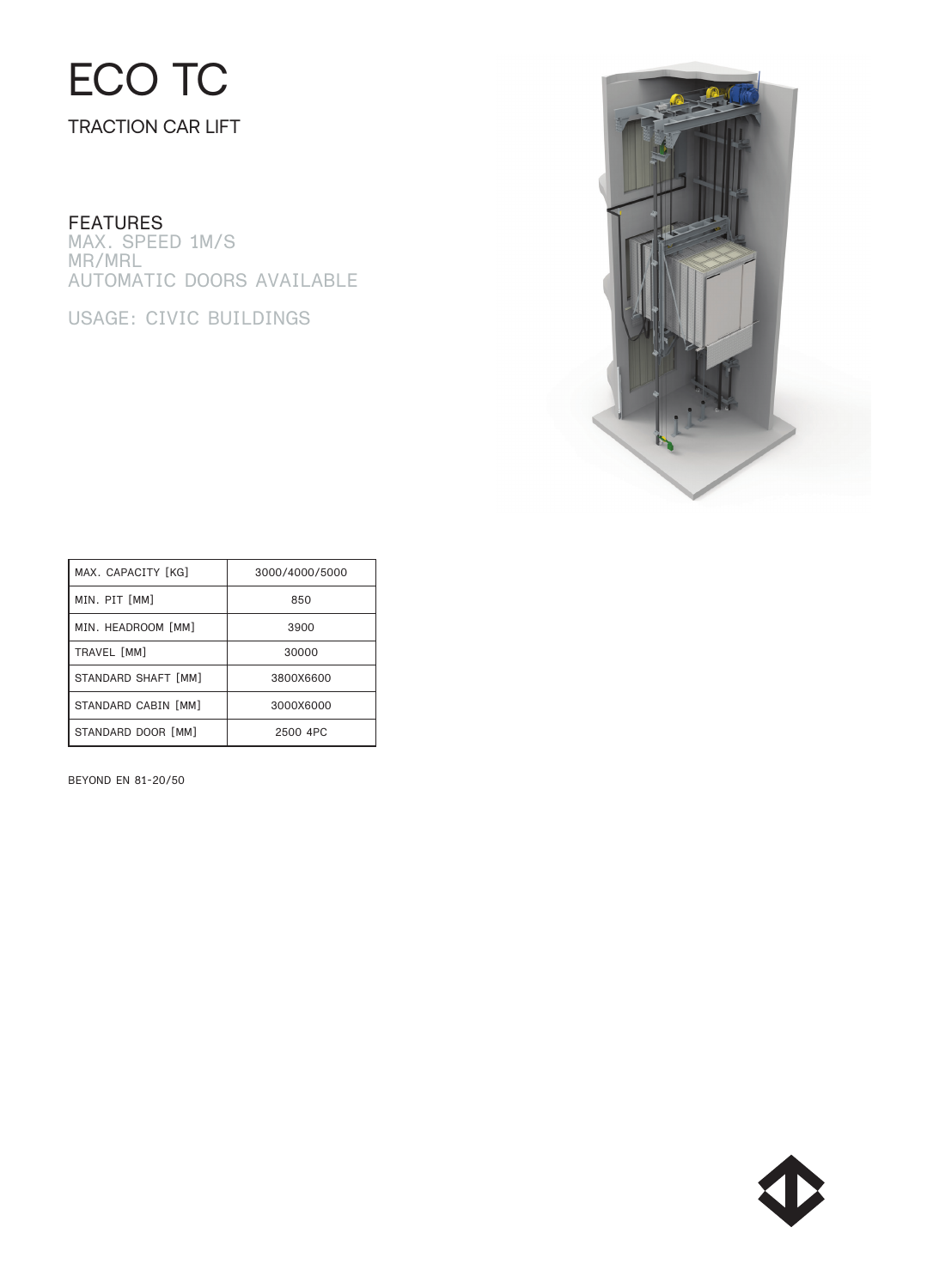# ECO TC

TRACTION CAR LIFT

## FEATURES

MAX. SPEED 1M/S
MR/MRL
AUTOMATIC DOORS AVAILABLE

USAGE: CIVIC BUILDINGS

| | |
|---|---|
| MAX. CAPACITY [KG] | 3000/4000/5000 |
| MIN. PIT [MM] | 850 |
| MIN. HEADROOM [MM] | 3900 |
| TRAVEL [MM] | 30000 |
| STANDARD SHAFT [MM] | 3800X6600 |
| STANDARD CABIN [MM] | 3000X6000 |
| STANDARD DOOR [MM] | 2500 4PC |

BEYOND EN 81-20/50